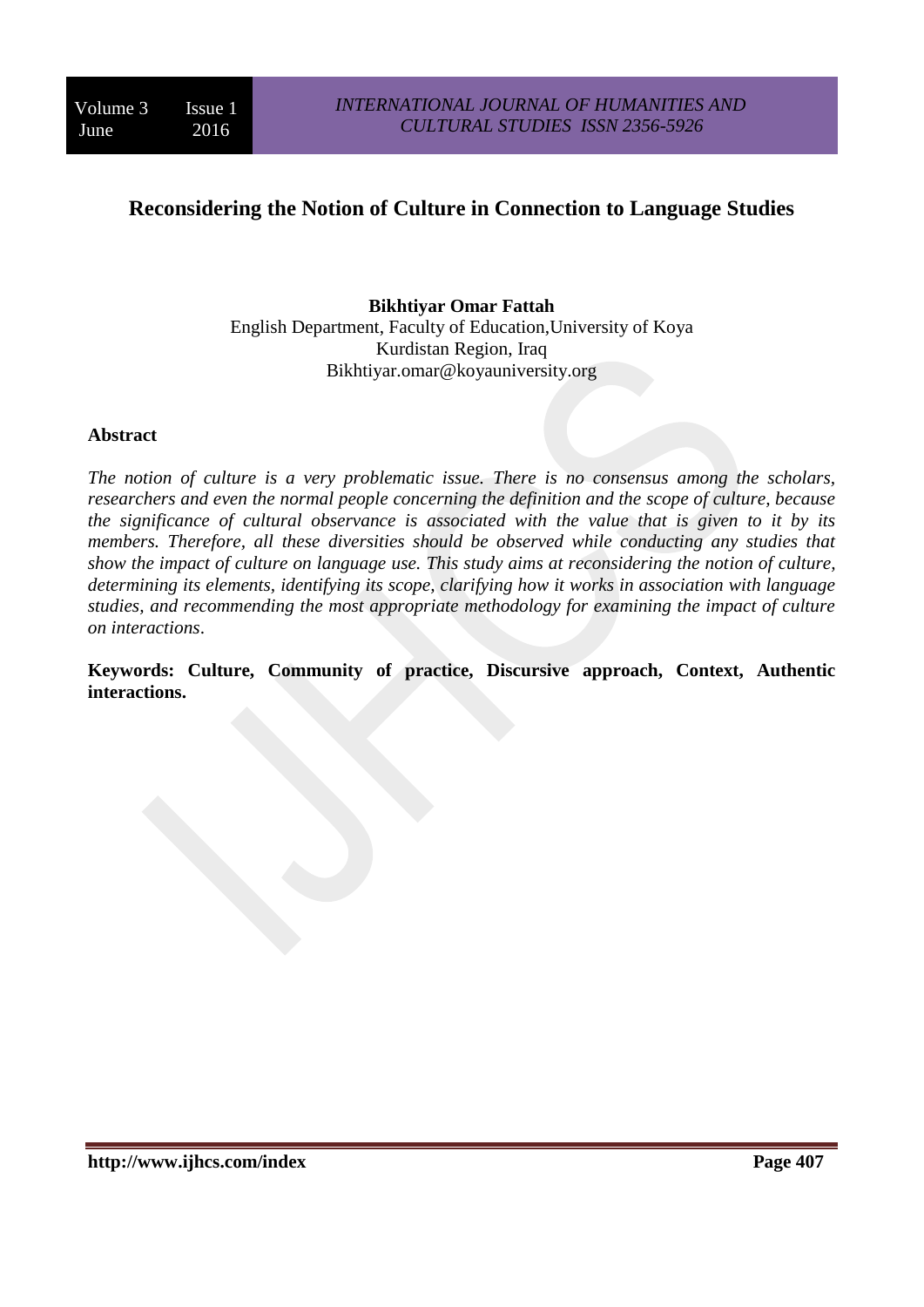# Reconsidering the Notion of Culture in Connection to Language Studies

**Bikhtiyar Omar Fattah**
English Department, Faculty of Education,University of Koya
Kurdistan Region, Iraq
Bikhtiyar.omar@koyauniversity.org

## Abstract

*The notion of culture is a very problematic issue. There is no consensus among the scholars, researchers and even the normal people concerning the definition and the scope of culture, because the significance of cultural observance is associated with the value that is given to it by its members. Therefore, all these diversities should be observed while conducting any studies that show the impact of culture on language use. This study aims at reconsidering the notion of culture, determining its elements, identifying its scope, clarifying how it works in association with language studies, and recommending the most appropriate methodology for examining the impact of culture on interactions.*

**Keywords: Culture, Community of practice, Discursive approach, Context, Authentic interactions.**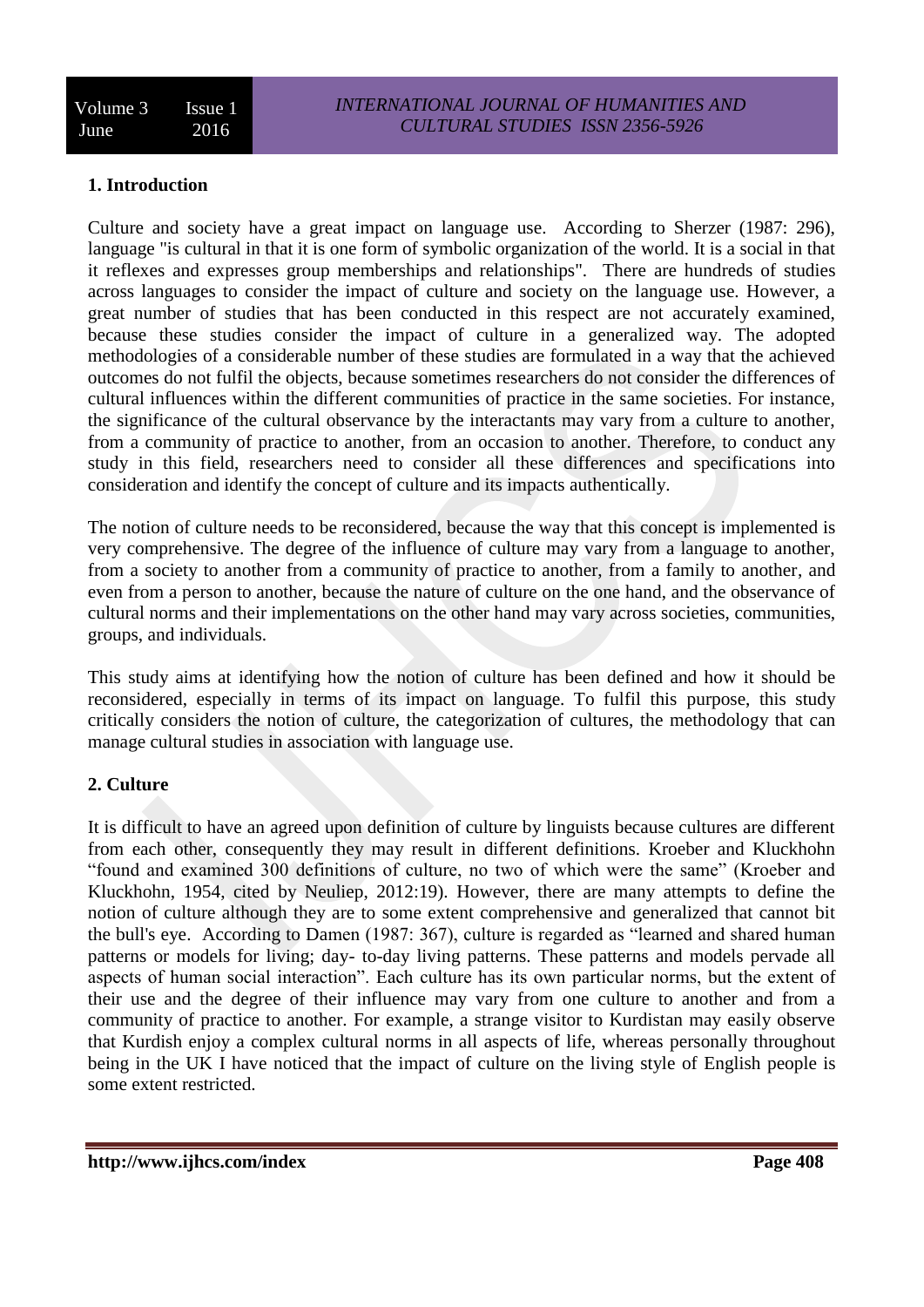## 1. Introduction

Culture and society have a great impact on language use. According to Sherzer (1987: 296), language "is cultural in that it is one form of symbolic organization of the world. It is a social in that it reflexes and expresses group memberships and relationships". There are hundreds of studies across languages to consider the impact of culture and society on the language use. However, a great number of studies that has been conducted in this respect are not accurately examined, because these studies consider the impact of culture in a generalized way. The adopted methodologies of a considerable number of these studies are formulated in a way that the achieved outcomes do not fulfil the objects, because sometimes researchers do not consider the differences of cultural influences within the different communities of practice in the same societies. For instance, the significance of the cultural observance by the interactants may vary from a culture to another, from a community of practice to another, from an occasion to another. Therefore, to conduct any study in this field, researchers need to consider all these differences and specifications into consideration and identify the concept of culture and its impacts authentically.

The notion of culture needs to be reconsidered, because the way that this concept is implemented is very comprehensive. The degree of the influence of culture may vary from a language to another, from a society to another from a community of practice to another, from a family to another, and even from a person to another, because the nature of culture on the one hand, and the observance of cultural norms and their implementations on the other hand may vary across societies, communities, groups, and individuals.

This study aims at identifying how the notion of culture has been defined and how it should be reconsidered, especially in terms of its impact on language. To fulfil this purpose, this study critically considers the notion of culture, the categorization of cultures, the methodology that can manage cultural studies in association with language use.

## 2. Culture

It is difficult to have an agreed upon definition of culture by linguists because cultures are different from each other, consequently they may result in different definitions. Kroeber and Kluckhohn "found and examined 300 definitions of culture, no two of which were the same" (Kroeber and Kluckhohn, 1954, cited by Neuliep, 2012:19). However, there are many attempts to define the notion of culture although they are to some extent comprehensive and generalized that cannot bit the bull's eye. According to Damen (1987: 367), culture is regarded as "learned and shared human patterns or models for living; day- to-day living patterns. These patterns and models pervade all aspects of human social interaction". Each culture has its own particular norms, but the extent of their use and the degree of their influence may vary from one culture to another and from a community of practice to another. For example, a strange visitor to Kurdistan may easily observe that Kurdish enjoy a complex cultural norms in all aspects of life, whereas personally throughout being in the UK I have noticed that the impact of culture on the living style of English people is some extent restricted.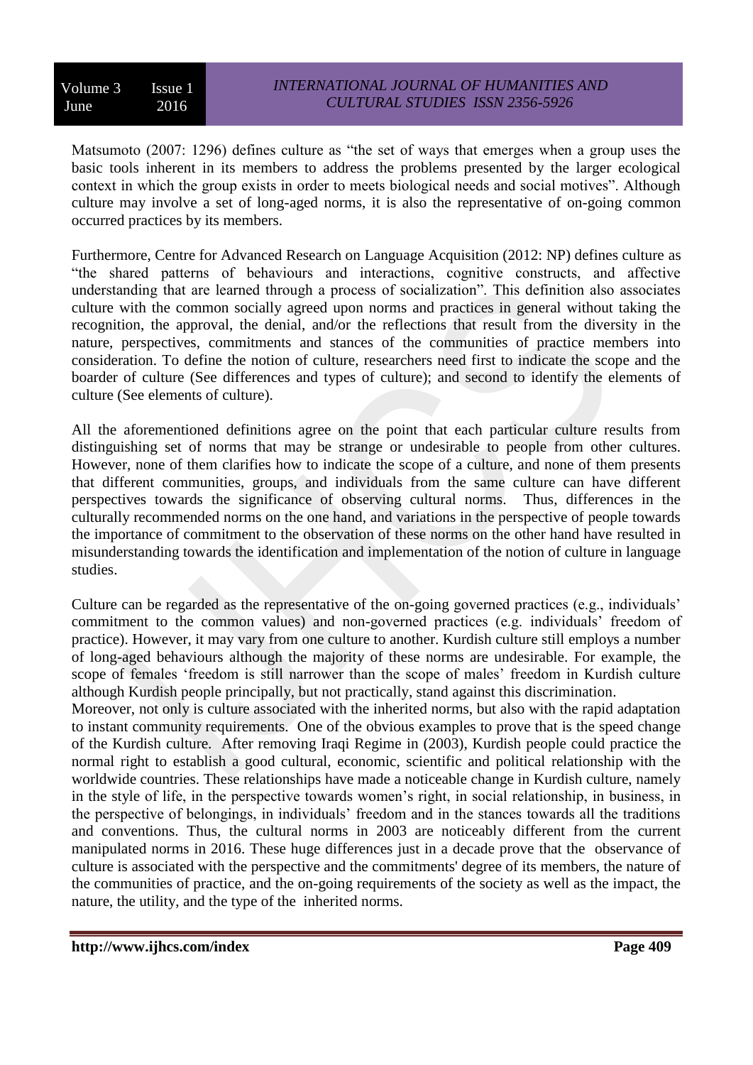Matsumoto (2007: 1296) defines culture as "the set of ways that emerges when a group uses the basic tools inherent in its members to address the problems presented by the larger ecological context in which the group exists in order to meets biological needs and social motives". Although culture may involve a set of long-aged norms, it is also the representative of on-going common occurred practices by its members.

Furthermore, Centre for Advanced Research on Language Acquisition (2012: NP) defines culture as "the shared patterns of behaviours and interactions, cognitive constructs, and affective understanding that are learned through a process of socialization". This definition also associates culture with the common socially agreed upon norms and practices in general without taking the recognition, the approval, the denial, and/or the reflections that result from the diversity in the nature, perspectives, commitments and stances of the communities of practice members into consideration. To define the notion of culture, researchers need first to indicate the scope and the boarder of culture (See differences and types of culture); and second to identify the elements of culture (See elements of culture).

All the aforementioned definitions agree on the point that each particular culture results from distinguishing set of norms that may be strange or undesirable to people from other cultures. However, none of them clarifies how to indicate the scope of a culture, and none of them presents that different communities, groups, and individuals from the same culture can have different perspectives towards the significance of observing cultural norms. Thus, differences in the culturally recommended norms on the one hand, and variations in the perspective of people towards the importance of commitment to the observation of these norms on the other hand have resulted in misunderstanding towards the identification and implementation of the notion of culture in language studies.

Culture can be regarded as the representative of the on-going governed practices (e.g., individuals' commitment to the common values) and non-governed practices (e.g. individuals' freedom of practice). However, it may vary from one culture to another. Kurdish culture still employs a number of long-aged behaviours although the majority of these norms are undesirable. For example, the scope of females 'freedom is still narrower than the scope of males' freedom in Kurdish culture although Kurdish people principally, but not practically, stand against this discrimination.
Moreover, not only is culture associated with the inherited norms, but also with the rapid adaptation to instant community requirements. One of the obvious examples to prove that is the speed change of the Kurdish culture. After removing Iraqi Regime in (2003), Kurdish people could practice the normal right to establish a good cultural, economic, scientific and political relationship with the worldwide countries. These relationships have made a noticeable change in Kurdish culture, namely in the style of life, in the perspective towards women's right, in social relationship, in business, in the perspective of belongings, in individuals' freedom and in the stances towards all the traditions and conventions. Thus, the cultural norms in 2003 are noticeably different from the current manipulated norms in 2016. These huge differences just in a decade prove that the observance of culture is associated with the perspective and the commitments' degree of its members, the nature of the communities of practice, and the on-going requirements of the society as well as the impact, the nature, the utility, and the type of the inherited norms.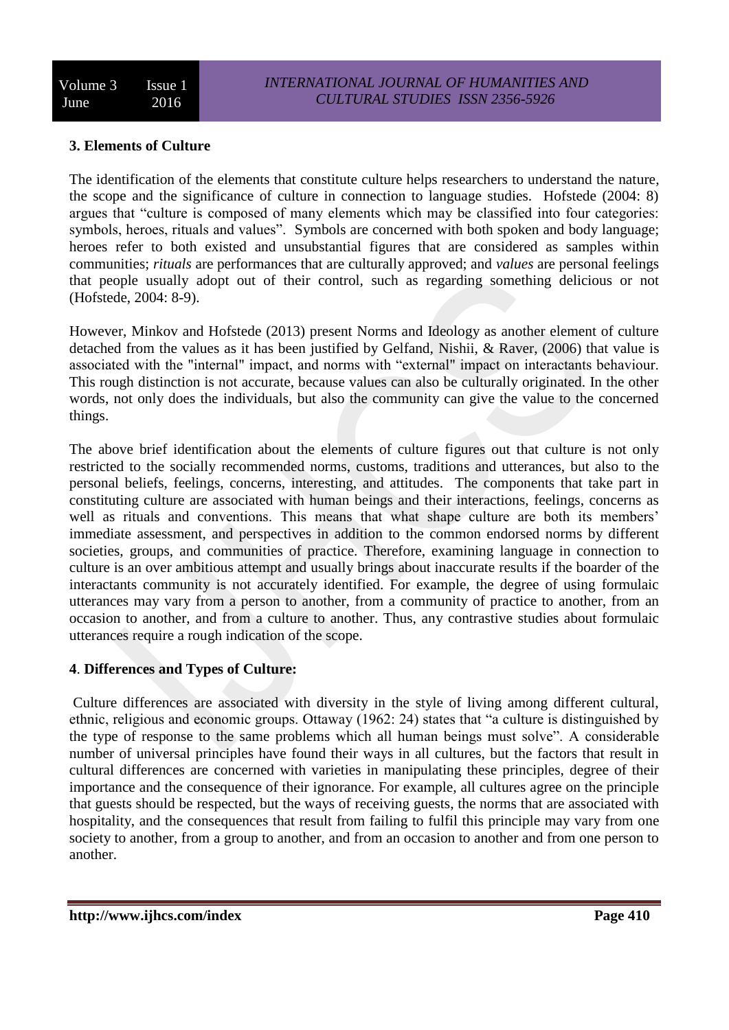### 3. Elements of Culture

The identification of the elements that constitute culture helps researchers to understand the nature, the scope and the significance of culture in connection to language studies. Hofstede (2004: 8) argues that "culture is composed of many elements which may be classified into four categories: symbols, heroes, rituals and values". Symbols are concerned with both spoken and body language; heroes refer to both existed and unsubstantial figures that are considered as samples within communities; *rituals* are performances that are culturally approved; and *values* are personal feelings that people usually adopt out of their control, such as regarding something delicious or not (Hofstede, 2004: 8-9).

However, Minkov and Hofstede (2013) present Norms and Ideology as another element of culture detached from the values as it has been justified by Gelfand, Nishii, & Raver, (2006) that value is associated with the "internal" impact, and norms with "external" impact on interactants behaviour. This rough distinction is not accurate, because values can also be culturally originated. In the other words, not only does the individuals, but also the community can give the value to the concerned things.

The above brief identification about the elements of culture figures out that culture is not only restricted to the socially recommended norms, customs, traditions and utterances, but also to the personal beliefs, feelings, concerns, interesting, and attitudes. The components that take part in constituting culture are associated with human beings and their interactions, feelings, concerns as well as rituals and conventions. This means that what shape culture are both its members' immediate assessment, and perspectives in addition to the common endorsed norms by different societies, groups, and communities of practice. Therefore, examining language in connection to culture is an over ambitious attempt and usually brings about inaccurate results if the boarder of the interactants community is not accurately identified. For example, the degree of using formulaic utterances may vary from a person to another, from a community of practice to another, from an occasion to another, and from a culture to another. Thus, any contrastive studies about formulaic utterances require a rough indication of the scope.

### 4. Differences and Types of Culture:

Culture differences are associated with diversity in the style of living among different cultural, ethnic, religious and economic groups. Ottaway (1962: 24) states that "a culture is distinguished by the type of response to the same problems which all human beings must solve". A considerable number of universal principles have found their ways in all cultures, but the factors that result in cultural differences are concerned with varieties in manipulating these principles, degree of their importance and the consequence of their ignorance. For example, all cultures agree on the principle that guests should be respected, but the ways of receiving guests, the norms that are associated with hospitality, and the consequences that result from failing to fulfil this principle may vary from one society to another, from a group to another, and from an occasion to another and from one person to another.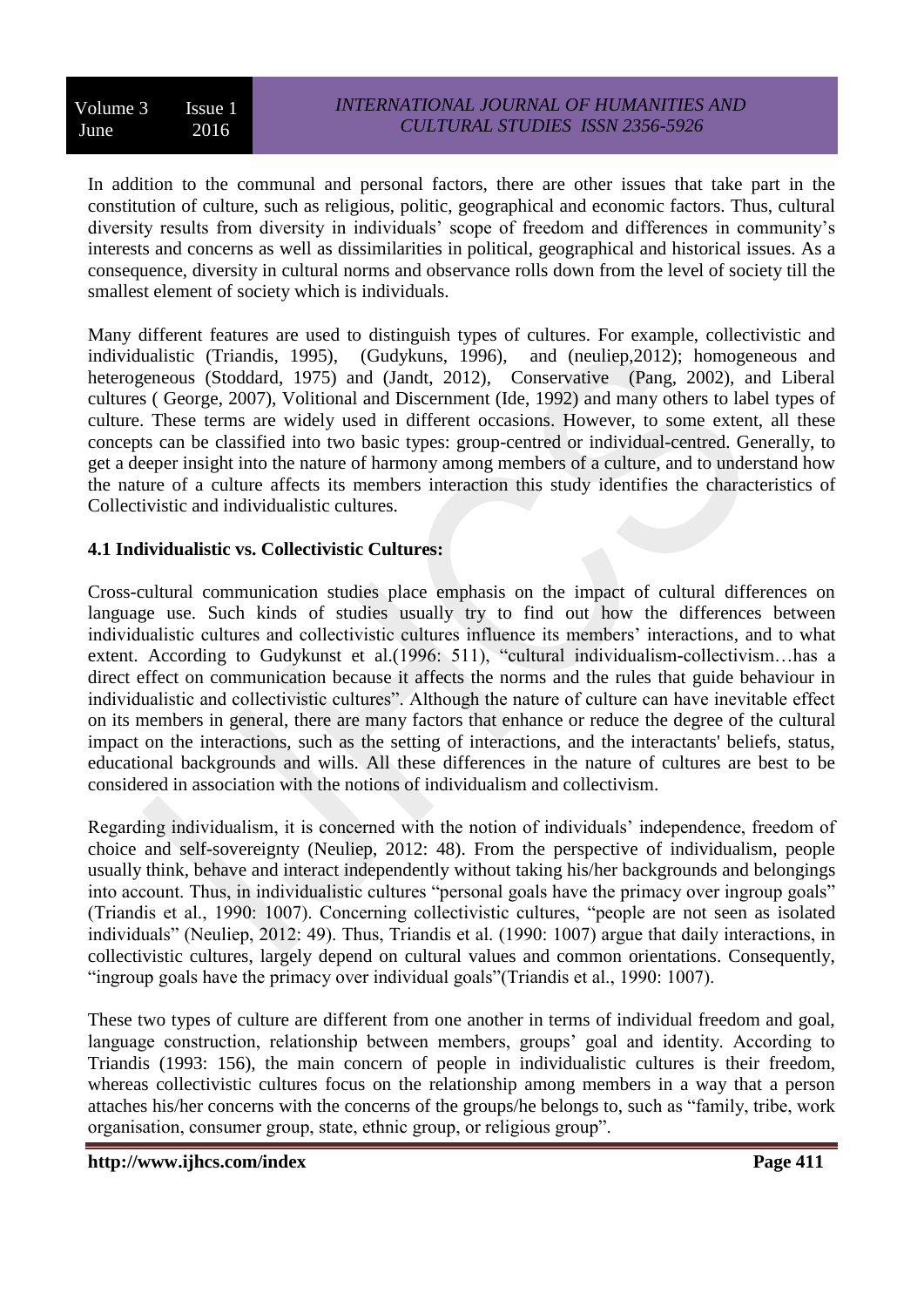In addition to the communal and personal factors, there are other issues that take part in the constitution of culture, such as religious, politic, geographical and economic factors. Thus, cultural diversity results from diversity in individuals' scope of freedom and differences in community's interests and concerns as well as dissimilarities in political, geographical and historical issues. As a consequence, diversity in cultural norms and observance rolls down from the level of society till the smallest element of society which is individuals.

Many different features are used to distinguish types of cultures. For example, collectivistic and individualistic (Triandis, 1995), (Gudykuns, 1996), and (neuliep,2012); homogeneous and heterogeneous (Stoddard, 1975) and (Jandt, 2012), Conservative (Pang, 2002), and Liberal cultures ( George, 2007), Volitional and Discernment (Ide, 1992) and many others to label types of culture. These terms are widely used in different occasions. However, to some extent, all these concepts can be classified into two basic types: group-centred or individual-centred. Generally, to get a deeper insight into the nature of harmony among members of a culture, and to understand how the nature of a culture affects its members interaction this study identifies the characteristics of Collectivistic and individualistic cultures.

### 4.1 Individualistic vs. Collectivistic Cultures:

Cross-cultural communication studies place emphasis on the impact of cultural differences on language use. Such kinds of studies usually try to find out how the differences between individualistic cultures and collectivistic cultures influence its members' interactions, and to what extent. According to Gudykunst et al.(1996: 511), "cultural individualism-collectivism…has a direct effect on communication because it affects the norms and the rules that guide behaviour in individualistic and collectivistic cultures". Although the nature of culture can have inevitable effect on its members in general, there are many factors that enhance or reduce the degree of the cultural impact on the interactions, such as the setting of interactions, and the interactants' beliefs, status, educational backgrounds and wills. All these differences in the nature of cultures are best to be considered in association with the notions of individualism and collectivism.

Regarding individualism, it is concerned with the notion of individuals' independence, freedom of choice and self-sovereignty (Neuliep, 2012: 48). From the perspective of individualism, people usually think, behave and interact independently without taking his/her backgrounds and belongings into account. Thus, in individualistic cultures "personal goals have the primacy over ingroup goals" (Triandis et al., 1990: 1007). Concerning collectivistic cultures, "people are not seen as isolated individuals" (Neuliep, 2012: 49). Thus, Triandis et al. (1990: 1007) argue that daily interactions, in collectivistic cultures, largely depend on cultural values and common orientations. Consequently, "ingroup goals have the primacy over individual goals"(Triandis et al., 1990: 1007).

These two types of culture are different from one another in terms of individual freedom and goal, language construction, relationship between members, groups' goal and identity. According to Triandis (1993: 156), the main concern of people in individualistic cultures is their freedom, whereas collectivistic cultures focus on the relationship among members in a way that a person attaches his/her concerns with the concerns of the groups/he belongs to, such as "family, tribe, work organisation, consumer group, state, ethnic group, or religious group".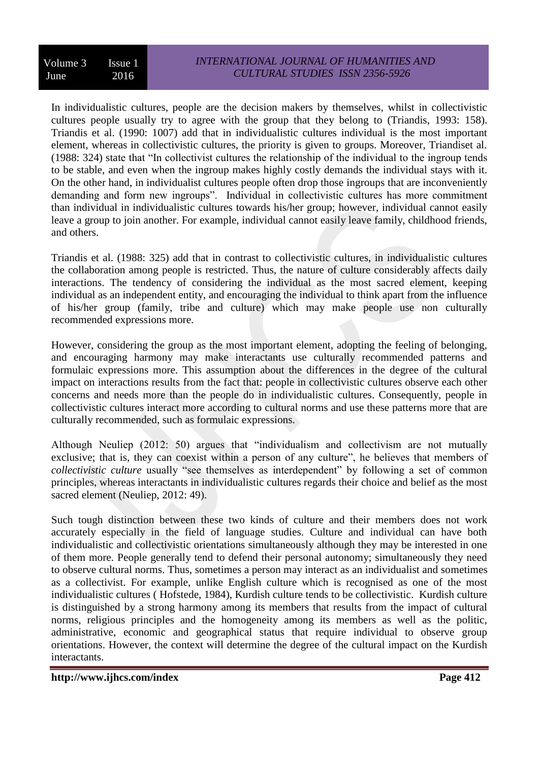In individualistic cultures, people are the decision makers by themselves, whilst in collectivistic cultures people usually try to agree with the group that they belong to (Triandis, 1993: 158). Triandis et al. (1990: 1007) add that in individualistic cultures individual is the most important element, whereas in collectivistic cultures, the priority is given to groups. Moreover, Triandiset al. (1988: 324) state that "In collectivist cultures the relationship of the individual to the ingroup tends to be stable, and even when the ingroup makes highly costly demands the individual stays with it. On the other hand, in individualist cultures people often drop those ingroups that are inconveniently demanding and form new ingroups". Individual in collectivistic cultures has more commitment than individual in individualistic cultures towards his/her group; however, individual cannot easily leave a group to join another. For example, individual cannot easily leave family, childhood friends, and others.

Triandis et al. (1988: 325) add that in contrast to collectivistic cultures, in individualistic cultures the collaboration among people is restricted. Thus, the nature of culture considerably affects daily interactions. The tendency of considering the individual as the most sacred element, keeping individual as an independent entity, and encouraging the individual to think apart from the influence of his/her group (family, tribe and culture) which may make people use non culturally recommended expressions more.

However, considering the group as the most important element, adopting the feeling of belonging, and encouraging harmony may make interactants use culturally recommended patterns and formulaic expressions more. This assumption about the differences in the degree of the cultural impact on interactions results from the fact that: people in collectivistic cultures observe each other concerns and needs more than the people do in individualistic cultures. Consequently, people in collectivistic cultures interact more according to cultural norms and use these patterns more that are culturally recommended, such as formulaic expressions.

Although Neuliep (2012: 50) argues that "individualism and collectivism are not mutually exclusive; that is, they can coexist within a person of any culture", he believes that members of *collectivistic culture* usually "see themselves as interdependent" by following a set of common principles, whereas interactants in individualistic cultures regards their choice and belief as the most sacred element (Neuliep, 2012: 49).

Such tough distinction between these two kinds of culture and their members does not work accurately especially in the field of language studies. Culture and individual can have both individualistic and collectivistic orientations simultaneously although they may be interested in one of them more. People generally tend to defend their personal autonomy; simultaneously they need to observe cultural norms. Thus, sometimes a person may interact as an individualist and sometimes as a collectivist. For example, unlike English culture which is recognised as one of the most individualistic cultures ( Hofstede, 1984), Kurdish culture tends to be collectivistic. Kurdish culture is distinguished by a strong harmony among its members that results from the impact of cultural norms, religious principles and the homogeneity among its members as well as the politic, administrative, economic and geographical status that require individual to observe group orientations. However, the context will determine the degree of the cultural impact on the Kurdish interactants.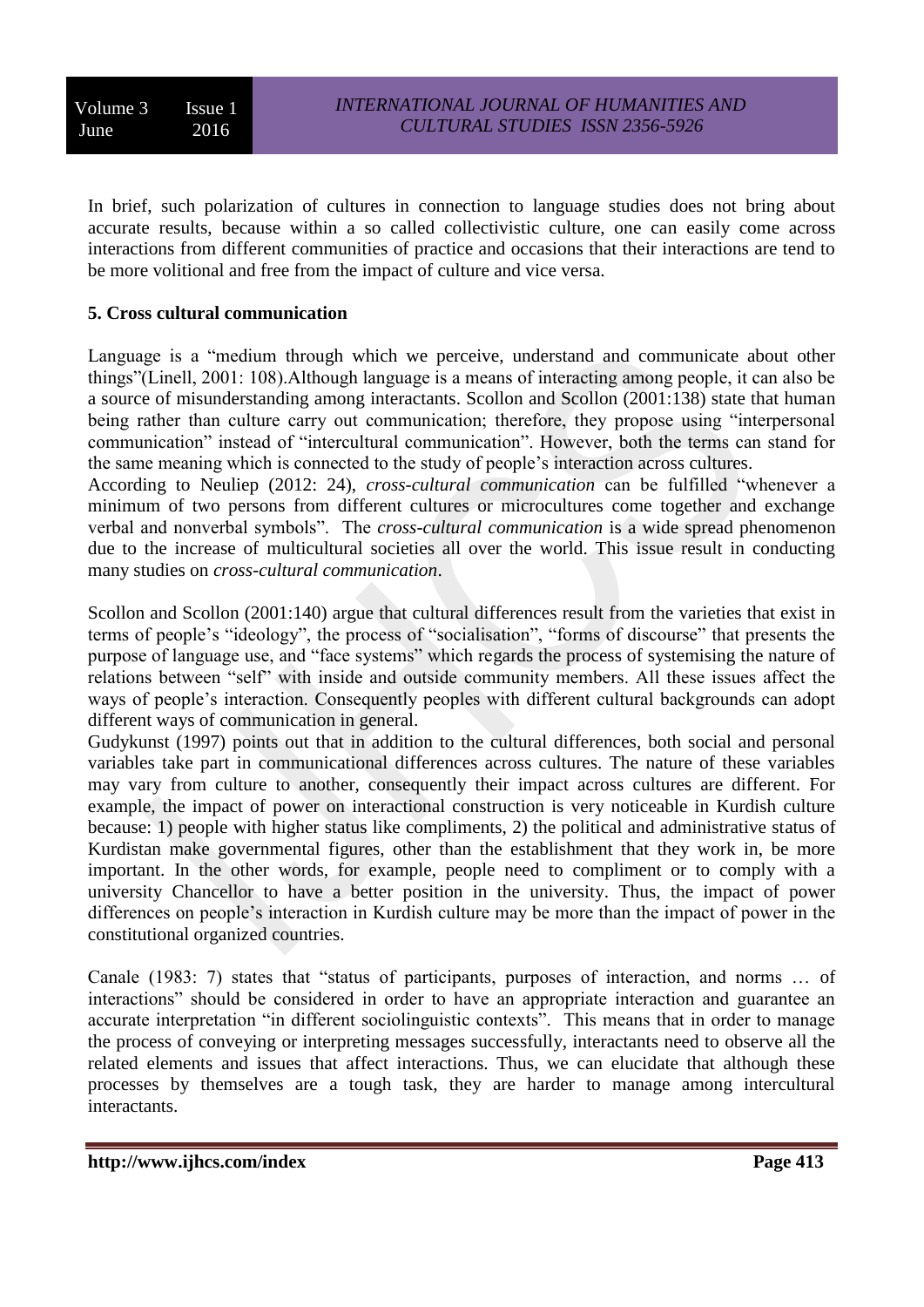In brief, such polarization of cultures in connection to language studies does not bring about accurate results, because within a so called collectivistic culture, one can easily come across interactions from different communities of practice and occasions that their interactions are tend to be more volitional and free from the impact of culture and vice versa.

## 5. Cross cultural communication

Language is a "medium through which we perceive, understand and communicate about other things"(Linell, 2001: 108).Although language is a means of interacting among people, it can also be a source of misunderstanding among interactants. Scollon and Scollon (2001:138) state that human being rather than culture carry out communication; therefore, they propose using "interpersonal communication" instead of "intercultural communication". However, both the terms can stand for the same meaning which is connected to the study of people's interaction across cultures.

According to Neuliep (2012: 24), *cross-cultural communication* can be fulfilled "whenever a minimum of two persons from different cultures or microcultures come together and exchange verbal and nonverbal symbols". The *cross-cultural communication* is a wide spread phenomenon due to the increase of multicultural societies all over the world. This issue result in conducting many studies on *cross-cultural communication*.

Scollon and Scollon (2001:140) argue that cultural differences result from the varieties that exist in terms of people's "ideology", the process of "socialisation", "forms of discourse" that presents the purpose of language use, and "face systems" which regards the process of systemising the nature of relations between "self" with inside and outside community members. All these issues affect the ways of people's interaction. Consequently peoples with different cultural backgrounds can adopt different ways of communication in general.

Gudykunst (1997) points out that in addition to the cultural differences, both social and personal variables take part in communicational differences across cultures. The nature of these variables may vary from culture to another, consequently their impact across cultures are different. For example, the impact of power on interactional construction is very noticeable in Kurdish culture because: 1) people with higher status like compliments, 2) the political and administrative status of Kurdistan make governmental figures, other than the establishment that they work in, be more important. In the other words, for example, people need to compliment or to comply with a university Chancellor to have a better position in the university. Thus, the impact of power differences on people's interaction in Kurdish culture may be more than the impact of power in the constitutional organized countries.

Canale (1983: 7) states that "status of participants, purposes of interaction, and norms … of interactions" should be considered in order to have an appropriate interaction and guarantee an accurate interpretation "in different sociolinguistic contexts". This means that in order to manage the process of conveying or interpreting messages successfully, interactants need to observe all the related elements and issues that affect interactions. Thus, we can elucidate that although these processes by themselves are a tough task, they are harder to manage among intercultural interactants.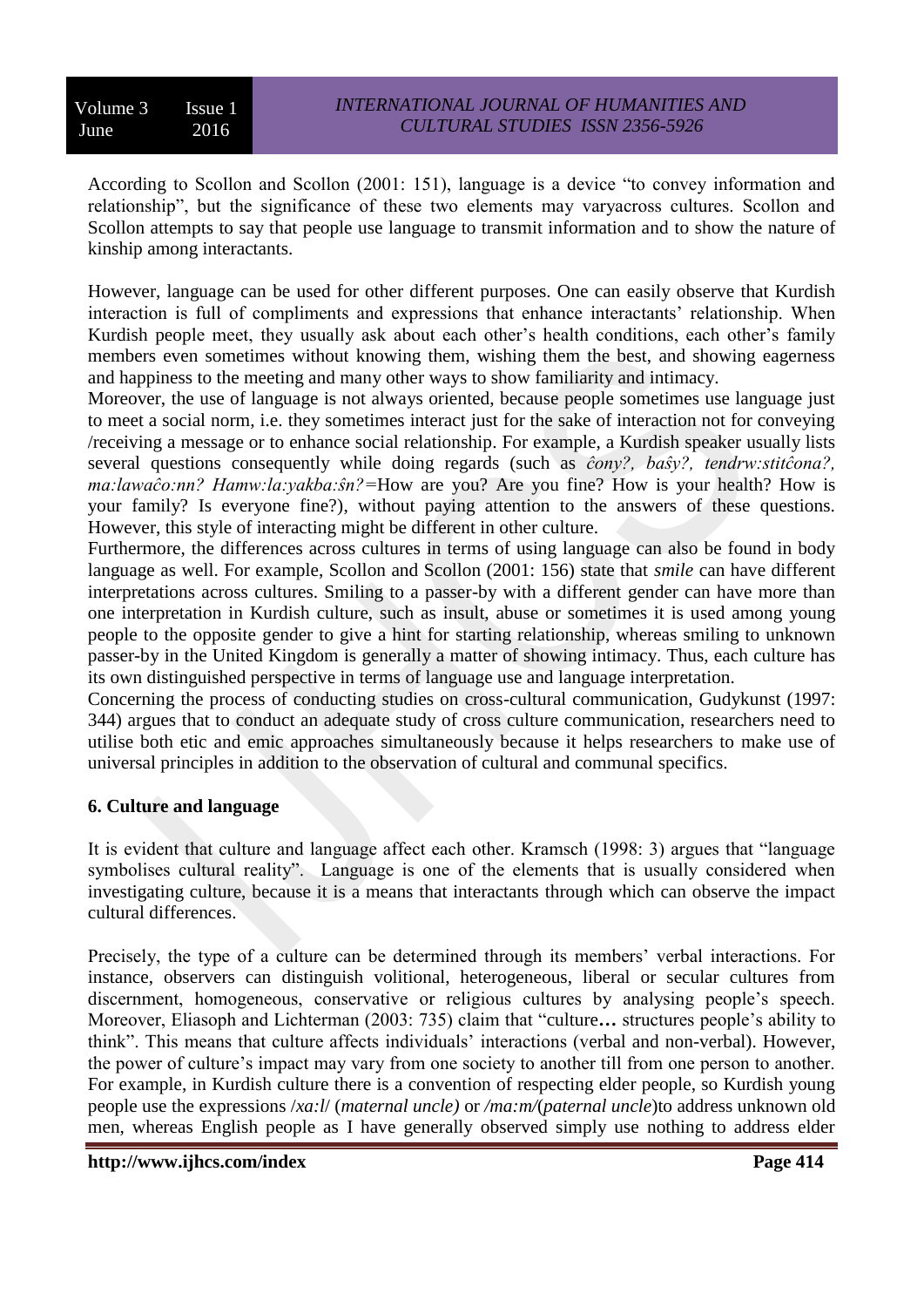According to Scollon and Scollon (2001: 151), language is a device "to convey information and relationship", but the significance of these two elements may varyacross cultures. Scollon and Scollon attempts to say that people use language to transmit information and to show the nature of kinship among interactants.

However, language can be used for other different purposes. One can easily observe that Kurdish interaction is full of compliments and expressions that enhance interactants' relationship. When Kurdish people meet, they usually ask about each other's health conditions, each other's family members even sometimes without knowing them, wishing them the best, and showing eagerness and happiness to the meeting and many other ways to show familiarity and intimacy.

Moreover, the use of language is not always oriented, because people sometimes use language just to meet a social norm, i.e. they sometimes interact just for the sake of interaction not for conveying /receiving a message or to enhance social relationship. For example, a Kurdish speaker usually lists several questions consequently while doing regards (such as *ĉony?, baŝy?, tendrw:stitĉona?, ma:lawaĉo:nn? Hamw:la:yakba:ŝn?=*How are you? Are you fine? How is your health? How is your family? Is everyone fine?), without paying attention to the answers of these questions. However, this style of interacting might be different in other culture.

Furthermore, the differences across cultures in terms of using language can also be found in body language as well. For example, Scollon and Scollon (2001: 156) state that *smile* can have different interpretations across cultures. Smiling to a passer-by with a different gender can have more than one interpretation in Kurdish culture, such as insult, abuse or sometimes it is used among young people to the opposite gender to give a hint for starting relationship, whereas smiling to unknown passer-by in the United Kingdom is generally a matter of showing intimacy. Thus, each culture has its own distinguished perspective in terms of language use and language interpretation.

Concerning the process of conducting studies on cross-cultural communication, Gudykunst (1997: 344) argues that to conduct an adequate study of cross culture communication, researchers need to utilise both etic and emic approaches simultaneously because it helps researchers to make use of universal principles in addition to the observation of cultural and communal specifics.

## 6. Culture and language

It is evident that culture and language affect each other. Kramsch (1998: 3) argues that "language symbolises cultural reality". Language is one of the elements that is usually considered when investigating culture, because it is a means that interactants through which can observe the impact cultural differences.

Precisely, the type of a culture can be determined through its members' verbal interactions. For instance, observers can distinguish volitional, heterogeneous, liberal or secular cultures from discernment, homogeneous, conservative or religious cultures by analysing people's speech. Moreover, Eliasoph and Lichterman (2003: 735) claim that "culture**…** structures people's ability to think". This means that culture affects individuals' interactions (verbal and non-verbal). However, the power of culture's impact may vary from one society to another till from one person to another. For example, in Kurdish culture there is a convention of respecting elder people, so Kurdish young people use the expressions /*xa:l*/ (*maternal uncle)* or */ma:m/*(*paternal uncle*)to address unknown old men, whereas English people as I have generally observed simply use nothing to address elder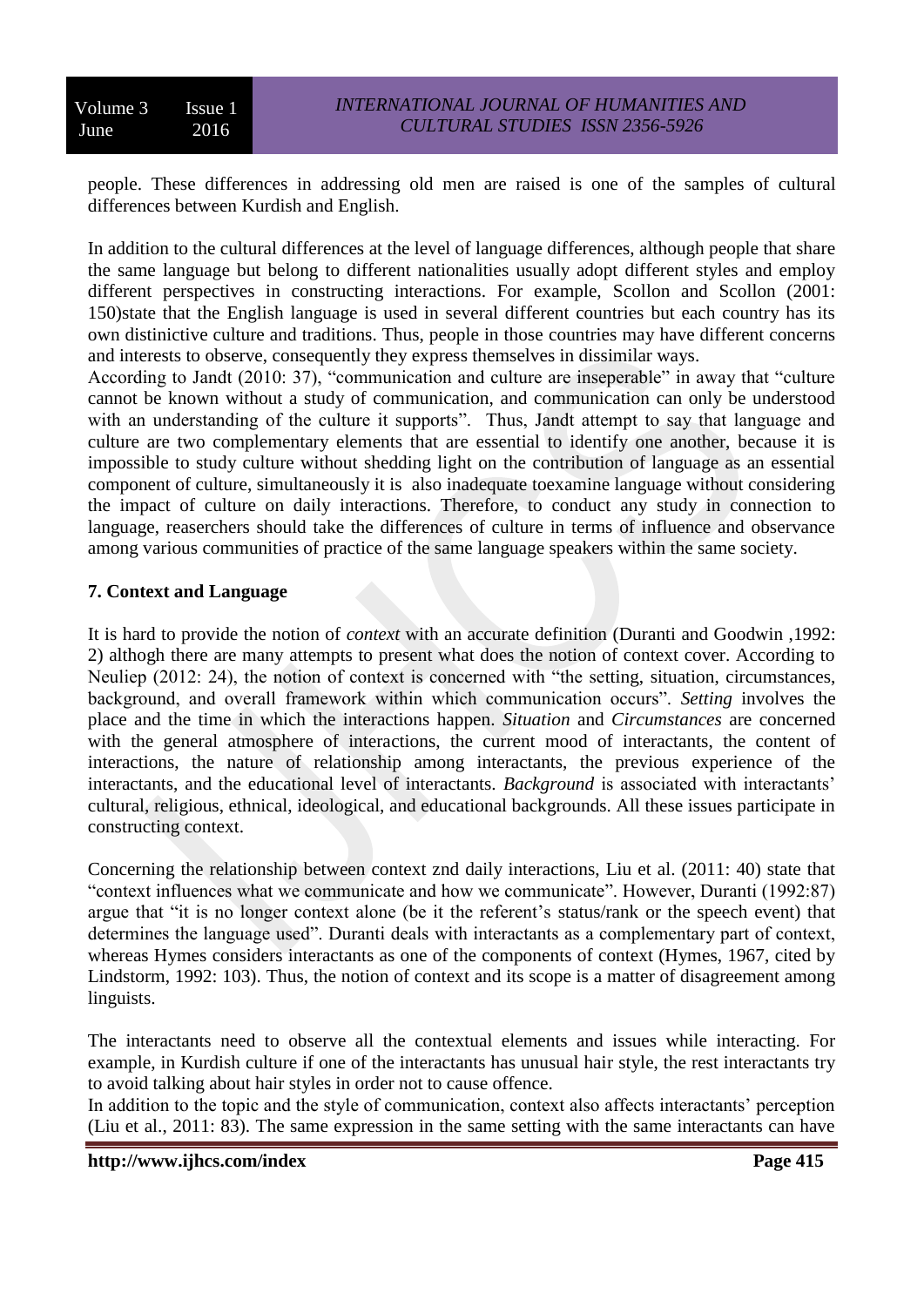people. These differences in addressing old men are raised is one of the samples of cultural differences between Kurdish and English.

In addition to the cultural differences at the level of language differences, although people that share the same language but belong to different nationalities usually adopt different styles and employ different perspectives in constructing interactions. For example, Scollon and Scollon (2001: 150)state that the English language is used in several different countries but each country has its own distinictive culture and traditions. Thus, people in those countries may have different concerns and interests to observe, consequently they express themselves in dissimilar ways.

According to Jandt (2010: 37), "communication and culture are inseperable" in away that "culture cannot be known without a study of communication, and communication can only be understood with an understanding of the culture it supports". Thus, Jandt attempt to say that language and culture are two complementary elements that are essential to identify one another, because it is impossible to study culture without shedding light on the contribution of language as an essential component of culture, simultaneously it is also inadequate toexamine language without considering the impact of culture on daily interactions. Therefore, to conduct any study in connection to language, reaserchers should take the differences of culture in terms of influence and observance among various communities of practice of the same language speakers within the same society.

### 7. Context and Language

It is hard to provide the notion of *context* with an accurate definition (Duranti and Goodwin ,1992: 2) althogh there are many attempts to present what does the notion of context cover. According to Neuliep (2012: 24), the notion of context is concerned with "the setting, situation, circumstances, background, and overall framework within which communication occurs". *Setting* involves the place and the time in which the interactions happen. *Situation* and *Circumstances* are concerned with the general atmosphere of interactions, the current mood of interactants, the content of interactions, the nature of relationship among interactants, the previous experience of the interactants, and the educational level of interactants. *Background* is associated with interactants' cultural, religious, ethnical, ideological, and educational backgrounds. All these issues participate in constructing context.

Concerning the relationship between context znd daily interactions, Liu et al. (2011: 40) state that "context influences what we communicate and how we communicate". However, Duranti (1992:87) argue that "it is no longer context alone (be it the referent's status/rank or the speech event) that determines the language used". Duranti deals with interactants as a complementary part of context, whereas Hymes considers interactants as one of the components of context (Hymes, 1967, cited by Lindstorm, 1992: 103). Thus, the notion of context and its scope is a matter of disagreement among linguists.

The interactants need to observe all the contextual elements and issues while interacting. For example, in Kurdish culture if one of the interactants has unusual hair style, the rest interactants try to avoid talking about hair styles in order not to cause offence.

In addition to the topic and the style of communication, context also affects interactants' perception (Liu et al., 2011: 83). The same expression in the same setting with the same interactants can have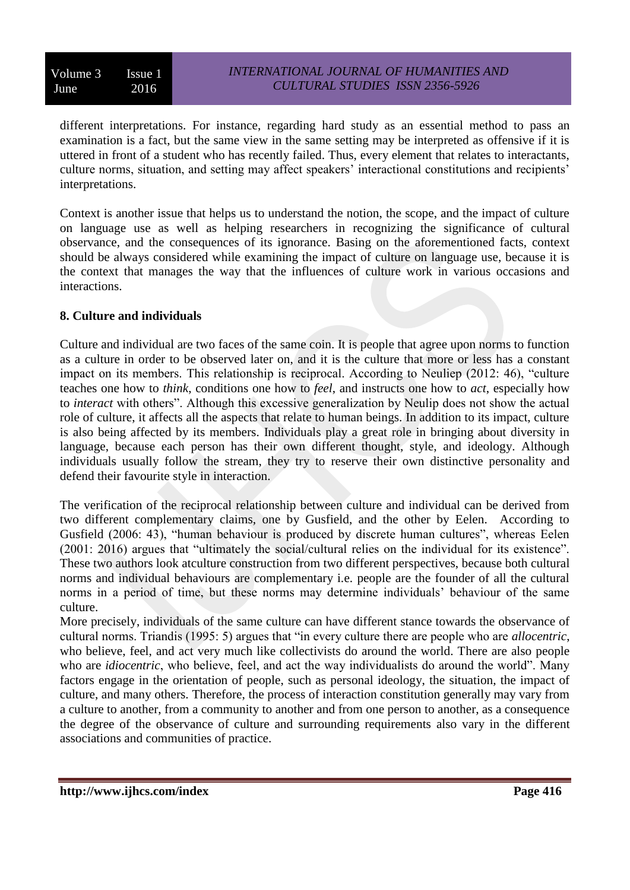different interpretations. For instance, regarding hard study as an essential method to pass an examination is a fact, but the same view in the same setting may be interpreted as offensive if it is uttered in front of a student who has recently failed. Thus, every element that relates to interactants, culture norms, situation, and setting may affect speakers' interactional constitutions and recipients' interpretations.

Context is another issue that helps us to understand the notion, the scope, and the impact of culture on language use as well as helping researchers in recognizing the significance of cultural observance, and the consequences of its ignorance. Basing on the aforementioned facts, context should be always considered while examining the impact of culture on language use, because it is the context that manages the way that the influences of culture work in various occasions and interactions.

## 8. Culture and individuals

Culture and individual are two faces of the same coin. It is people that agree upon norms to function as a culture in order to be observed later on, and it is the culture that more or less has a constant impact on its members. This relationship is reciprocal. According to Neuliep (2012: 46), "culture teaches one how to *think*, conditions one how to *feel*, and instructs one how to *act*, especially how to *interact* with others". Although this excessive generalization by Neulip does not show the actual role of culture, it affects all the aspects that relate to human beings. In addition to its impact, culture is also being affected by its members. Individuals play a great role in bringing about diversity in language, because each person has their own different thought, style, and ideology. Although individuals usually follow the stream, they try to reserve their own distinctive personality and defend their favourite style in interaction.

The verification of the reciprocal relationship between culture and individual can be derived from two different complementary claims, one by Gusfield, and the other by Eelen. According to Gusfield (2006: 43), "human behaviour is produced by discrete human cultures", whereas Eelen (2001: 2016) argues that "ultimately the social/cultural relies on the individual for its existence". These two authors look atculture construction from two different perspectives, because both cultural norms and individual behaviours are complementary i.e. people are the founder of all the cultural norms in a period of time, but these norms may determine individuals' behaviour of the same culture.

More precisely, individuals of the same culture can have different stance towards the observance of cultural norms. Triandis (1995: 5) argues that "in every culture there are people who are *allocentric*, who believe, feel, and act very much like collectivists do around the world. There are also people who are *idiocentric*, who believe, feel, and act the way individualists do around the world". Many factors engage in the orientation of people, such as personal ideology, the situation, the impact of culture, and many others. Therefore, the process of interaction constitution generally may vary from a culture to another, from a community to another and from one person to another, as a consequence the degree of the observance of culture and surrounding requirements also vary in the different associations and communities of practice.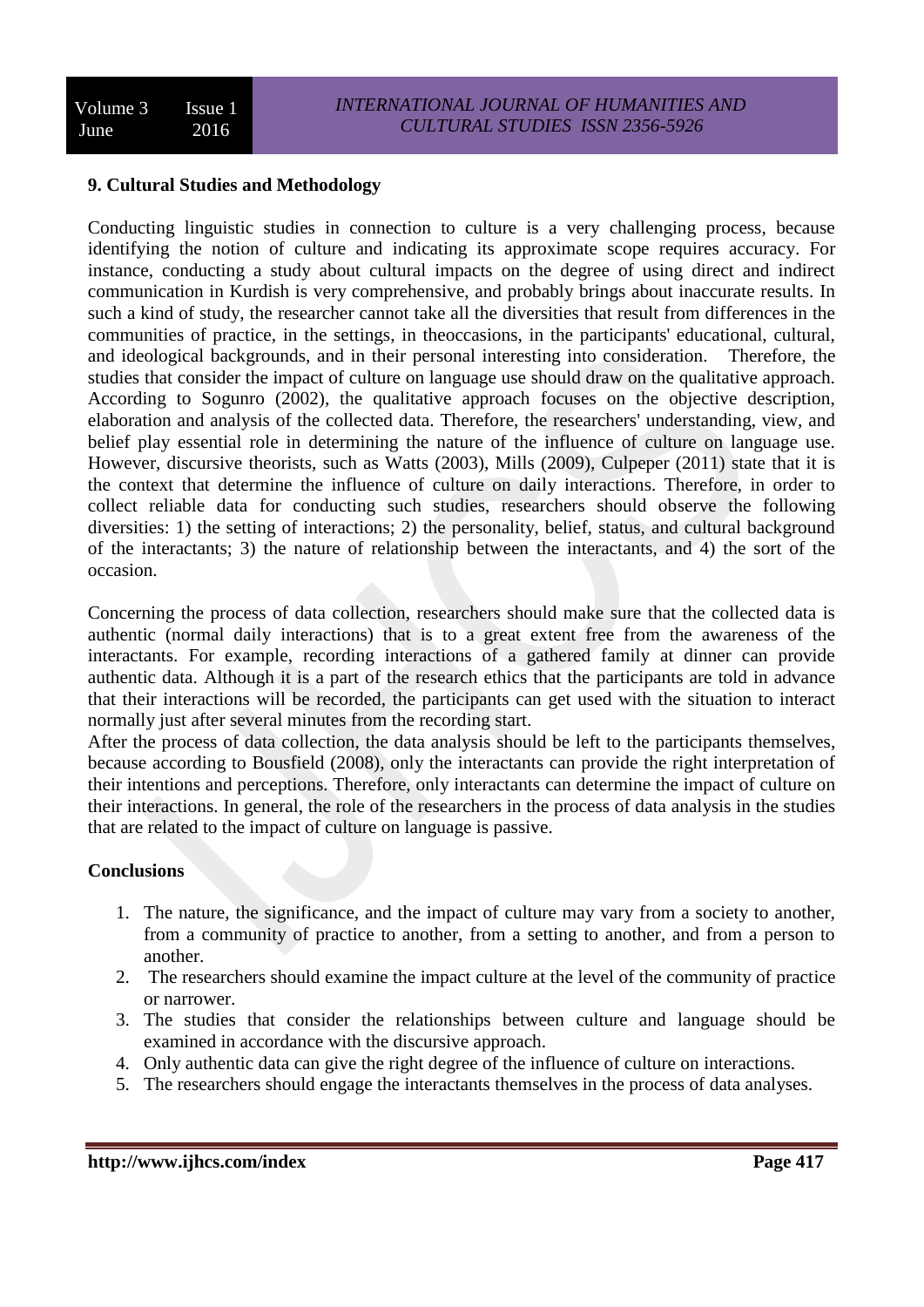## 9. Cultural Studies and Methodology

Conducting linguistic studies in connection to culture is a very challenging process, because identifying the notion of culture and indicating its approximate scope requires accuracy. For instance, conducting a study about cultural impacts on the degree of using direct and indirect communication in Kurdish is very comprehensive, and probably brings about inaccurate results. In such a kind of study, the researcher cannot take all the diversities that result from differences in the communities of practice, in the settings, in theoccasions, in the participants' educational, cultural, and ideological backgrounds, and in their personal interesting into consideration. Therefore, the studies that consider the impact of culture on language use should draw on the qualitative approach. According to Sogunro (2002), the qualitative approach focuses on the objective description, elaboration and analysis of the collected data. Therefore, the researchers' understanding, view, and belief play essential role in determining the nature of the influence of culture on language use. However, discursive theorists, such as Watts (2003), Mills (2009), Culpeper (2011) state that it is the context that determine the influence of culture on daily interactions. Therefore, in order to collect reliable data for conducting such studies, researchers should observe the following diversities: 1) the setting of interactions; 2) the personality, belief, status, and cultural background of the interactants; 3) the nature of relationship between the interactants, and 4) the sort of the occasion.

Concerning the process of data collection, researchers should make sure that the collected data is authentic (normal daily interactions) that is to a great extent free from the awareness of the interactants. For example, recording interactions of a gathered family at dinner can provide authentic data. Although it is a part of the research ethics that the participants are told in advance that their interactions will be recorded, the participants can get used with the situation to interact normally just after several minutes from the recording start.

After the process of data collection, the data analysis should be left to the participants themselves, because according to Bousfield (2008), only the interactants can provide the right interpretation of their intentions and perceptions. Therefore, only interactants can determine the impact of culture on their interactions. In general, the role of the researchers in the process of data analysis in the studies that are related to the impact of culture on language is passive.

## Conclusions

1. The nature, the significance, and the impact of culture may vary from a society to another, from a community of practice to another, from a setting to another, and from a person to another.
2. The researchers should examine the impact culture at the level of the community of practice or narrower.
3. The studies that consider the relationships between culture and language should be examined in accordance with the discursive approach.
4. Only authentic data can give the right degree of the influence of culture on interactions.
5. The researchers should engage the interactants themselves in the process of data analyses.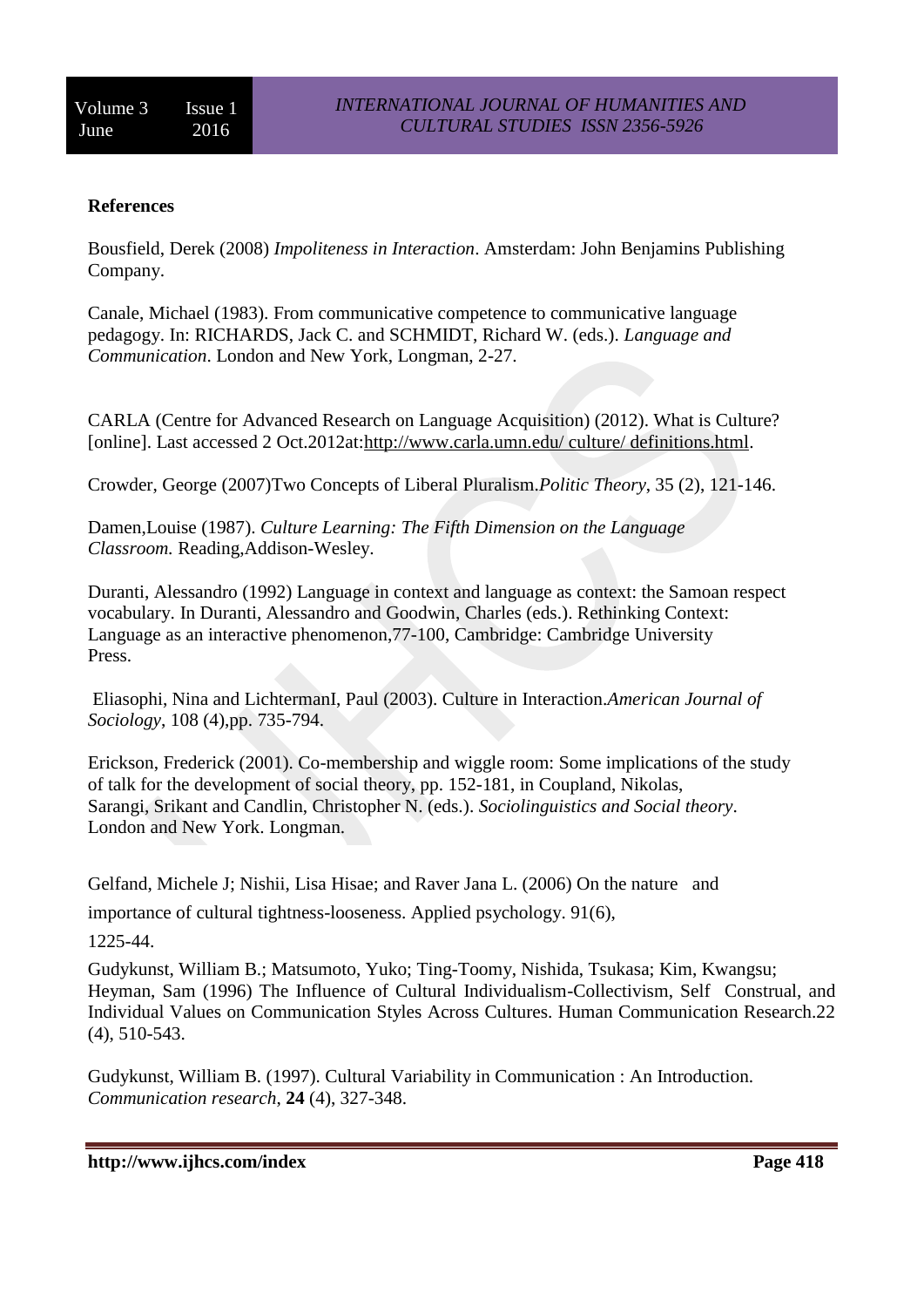**References**

Bousfield, Derek (2008) *Impoliteness in Interaction*. Amsterdam: John Benjamins Publishing Company.

Canale, Michael (1983). From communicative competence to communicative language pedagogy. In: RICHARDS, Jack C. and SCHMIDT, Richard W. (eds.). *Language and Communication*. London and New York, Longman, 2-27.

CARLA (Centre for Advanced Research on Language Acquisition) (2012). What is Culture? [online]. Last accessed 2 Oct.2012at:http://www.carla.umn.edu/ culture/ definitions.html.

Crowder, George (2007)Two Concepts of Liberal Pluralism.*Politic Theory*, 35 (2), 121-146.

Damen,Louise (1987). *Culture Learning: The Fifth Dimension on the Language Classroom.* Reading,Addison-Wesley.

Duranti, Alessandro (1992) Language in context and language as context: the Samoan respect vocabulary. In Duranti, Alessandro and Goodwin, Charles (eds.). Rethinking Context: Language as an interactive phenomenon,77-100, Cambridge: Cambridge University Press.

Eliasophi, Nina and LichtermanI, Paul (2003). Culture in Interaction.*American Journal of Sociology*, 108 (4),pp. 735-794.

Erickson, Frederick (2001). Co-membership and wiggle room: Some implications of the study of talk for the development of social theory, pp. 152-181, in Coupland, Nikolas, Sarangi, Srikant and Candlin, Christopher N. (eds.). *Sociolinguistics and Social theory*. London and New York. Longman.

Gelfand, Michele J; Nishii, Lisa Hisae; and Raver Jana L. (2006) On the nature and importance of cultural tightness-looseness. Applied psychology. 91(6), 1225-44.

Gudykunst, William B.; Matsumoto, Yuko; Ting-Toomy, Nishida, Tsukasa; Kim, Kwangsu; Heyman, Sam (1996) The Influence of Cultural Individualism-Collectivism, Self Construal, and Individual Values on Communication Styles Across Cultures. Human Communication Research.22 (4), 510-543.

Gudykunst, William B. (1997). Cultural Variability in Communication : An Introduction. *Communication research*, **24** (4), 327-348.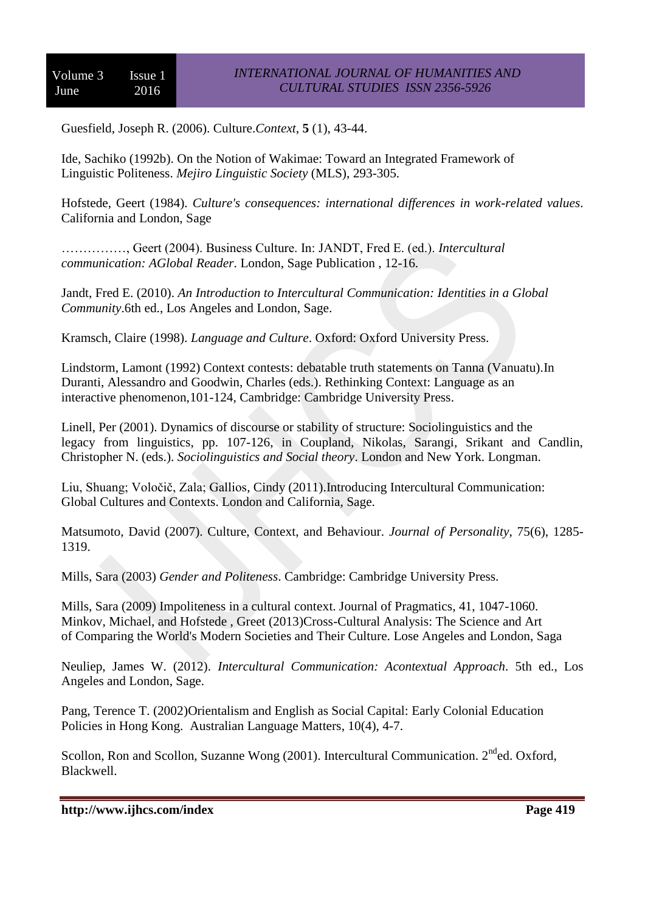Guesfield, Joseph R. (2006). Culture.*Context*, **5** (1), 43-44.

Ide, Sachiko (1992b). On the Notion of Wakimae: Toward an Integrated Framework of Linguistic Politeness. *Mejiro Linguistic Society* (MLS), 293-305.

Hofstede, Geert (1984). *Culture's consequences: international differences in work-related values*. California and London, Sage

……………, Geert (2004). Business Culture. In: JANDT, Fred E. (ed.). *Intercultural communication: AGlobal Reader*. London, Sage Publication , 12-16.

Jandt, Fred E. (2010). *An Introduction to Intercultural Communication: Identities in a Global Community*.6th ed., Los Angeles and London, Sage.

Kramsch, Claire (1998). *Language and Culture*. Oxford: Oxford University Press.

Lindstorm, Lamont (1992) Context contests: debatable truth statements on Tanna (Vanuatu).In Duranti, Alessandro and Goodwin, Charles (eds.). Rethinking Context: Language as an interactive phenomenon,101-124, Cambridge: Cambridge University Press.

Linell, Per (2001). Dynamics of discourse or stability of structure: Sociolinguistics and the legacy from linguistics, pp. 107-126, in Coupland, Nikolas, Sarangi, Srikant and Candlin, Christopher N. (eds.). *Sociolinguistics and Social theory*. London and New York. Longman.

Liu, Shuang; Voločič, Zala; Gallios, Cindy (2011).Introducing Intercultural Communication: Global Cultures and Contexts. London and California, Sage.

Matsumoto, David (2007). Culture, Context, and Behaviour. *Journal of Personality*, 75(6), 1285-1319.

Mills, Sara (2003) *Gender and Politeness*. Cambridge: Cambridge University Press.

Mills, Sara (2009) Impoliteness in a cultural context. Journal of Pragmatics, 41, 1047-1060.
Minkov, Michael, and Hofstede , Greet (2013)Cross-Cultural Analysis: The Science and Art of Comparing the World's Modern Societies and Their Culture. Lose Angeles and London, Saga

Neuliep, James W. (2012). *Intercultural Communication: Acontextual Approach*. 5th ed., Los Angeles and London, Sage.

Pang, Terence T. (2002)Orientalism and English as Social Capital: Early Colonial Education Policies in Hong Kong. Australian Language Matters, 10(4), 4-7.

Scollon, Ron and Scollon, Suzanne Wong (2001). Intercultural Communication. 2nd ed. Oxford, Blackwell.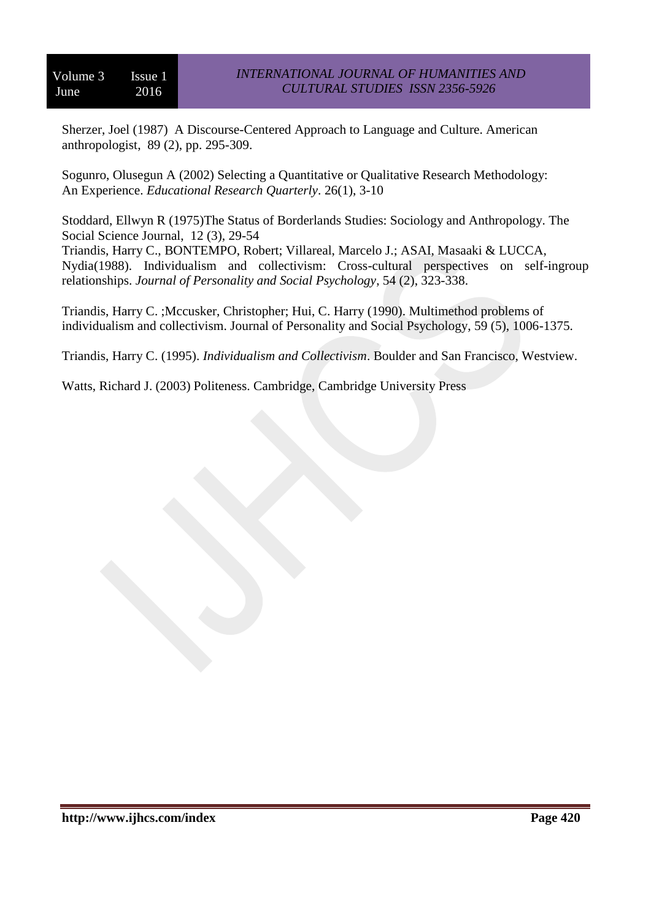Sherzer, Joel (1987) A Discourse-Centered Approach to Language and Culture. American anthropologist, 89 (2), pp. 295-309.

Sogunro, Olusegun A (2002) Selecting a Quantitative or Qualitative Research Methodology: An Experience. *Educational Research Quarterly*. 26(1), 3-10

Stoddard, Ellwyn R (1975)The Status of Borderlands Studies: Sociology and Anthropology. The Social Science Journal, 12 (3), 29-54

Triandis, Harry C., BONTEMPO, Robert; Villareal, Marcelo J.; ASAI, Masaaki & LUCCA, Nydia(1988). Individualism and collectivism: Cross-cultural perspectives on self-ingroup relationships. *Journal of Personality and Social Psychology*, 54 (2), 323-338.

Triandis, Harry C. ;Mccusker, Christopher; Hui, C. Harry (1990). Multimethod problems of individualism and collectivism. Journal of Personality and Social Psychology, 59 (5), 1006-1375.

Triandis, Harry C. (1995). *Individualism and Collectivism*. Boulder and San Francisco, Westview.

Watts, Richard J. (2003) Politeness. Cambridge, Cambridge University Press